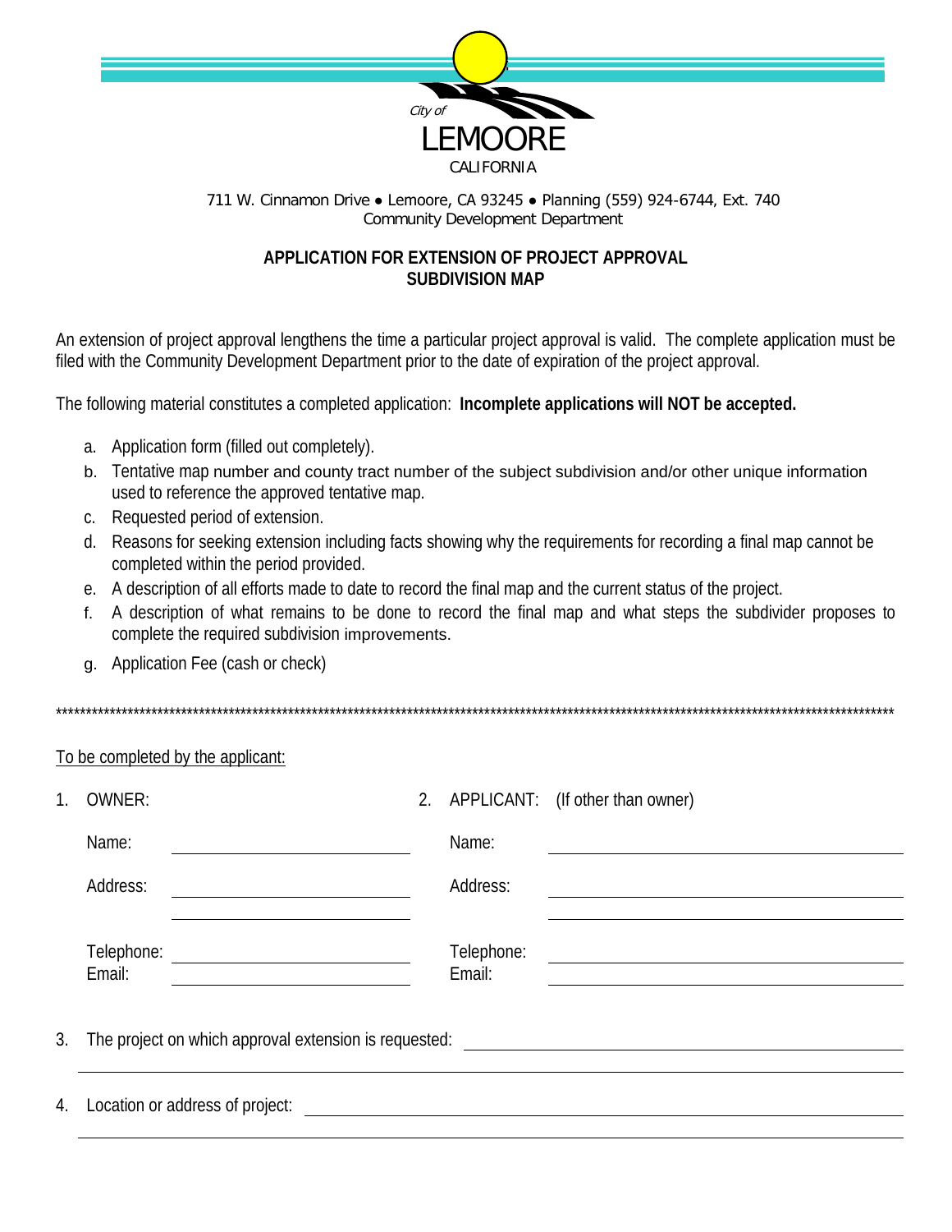City of
LEMOORE
CALIFORNIA

711 W. Cinnamon Drive ● Lemoore, CA 93245 ● Planning (559) 924-6744, Ext. 740
Community Development Department

## APPLICATION FOR EXTENSION OF PROJECT APPROVAL
## SUBDIVISION MAP

An extension of project approval lengthens the time a particular project approval is valid. The complete application must be filed with the Community Development Department prior to the date of expiration of the project approval.

The following material constitutes a completed application: **Incomplete applications will NOT be accepted.**

a. Application form (filled out completely).
b. Tentative map number and county tract number of the subject subdivision and/or other unique information used to reference the approved tentative map.
c. Requested period of extension.
d. Reasons for seeking extension including facts showing why the requirements for recording a final map cannot be completed within the period provided.
e. A description of all efforts made to date to record the final map and the current status of the project.
f. A description of what remains to be done to record the final map and what steps the subdivider proposes to complete the required subdivision improvements.
g. Application Fee (cash or check)

*****************************************************************************************************************************************

To be completed by the applicant:

1. OWNER:

   Name: ______________________

   Address: ______________________

   ______________________

   Telephone: ______________________

   Email: ______________________

2. APPLICANT: (If other than owner)

   Name: ______________________

   Address: ______________________

   ______________________

   Telephone: ______________________

   Email: ______________________

3. The project on which approval extension is requested: ______________________

   ______________________________________________

4. Location or address of project: ______________________

   ______________________________________________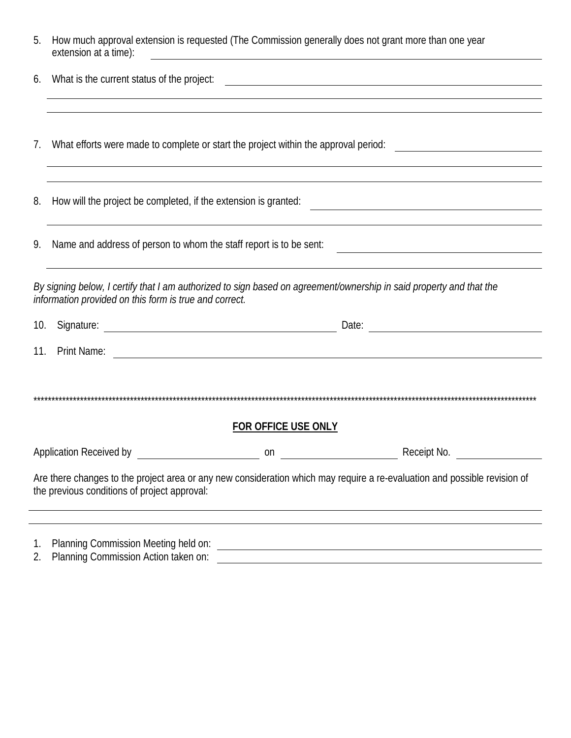5. How much approval extension is requested (The Commission generally does not grant more than one year extension at a time): \_\_\_\_\_\_\_\_\_\_\_\_\_\_\_\_\_\_\_\_

6. What is the current status of the project: \_\_\_\_\_\_\_\_\_\_\_\_\_\_\_\_\_\_\_\_

7. What efforts were made to complete or start the project within the approval period: \_\_\_\_\_\_\_\_\_\_\_\_\_\_\_\_\_\_\_\_

8. How will the project be completed, if the extension is granted: \_\_\_\_\_\_\_\_\_\_\_\_\_\_\_\_\_\_\_\_

9. Name and address of person to whom the staff report is to be sent: \_\_\_\_\_\_\_\_\_\_\_\_\_\_\_\_\_\_\_\_

*By signing below, I certify that I am authorized to sign based on agreement/ownership in said property and that the information provided on this form is true and correct.*

10. Signature: \_\_\_\_\_\_\_\_\_\_\_\_\_\_\_\_\_\_\_\_ Date: \_\_\_\_\_\_\_\_\_\_\_\_\_\_\_\_\_\_\_\_

11. Print Name: \_\_\_\_\_\_\_\_\_\_\_\_\_\_\_\_\_\_\_\_

*****************************************************************************************************************************************

**FOR OFFICE USE ONLY**

Application Received by \_\_\_\_\_\_\_\_\_\_\_\_\_\_\_\_\_\_\_\_ on \_\_\_\_\_\_\_\_\_\_\_\_\_\_\_\_\_\_\_\_ Receipt No. \_\_\_\_\_\_\_\_\_\_\_\_\_\_\_\_\_\_\_\_

Are there changes to the project area or any new consideration which may require a re-evaluation and possible revision of the previous conditions of project approval:

1. Planning Commission Meeting held on: \_\_\_\_\_\_\_\_\_\_\_\_\_\_\_\_\_\_\_\_
2. Planning Commission Action taken on: \_\_\_\_\_\_\_\_\_\_\_\_\_\_\_\_\_\_\_\_